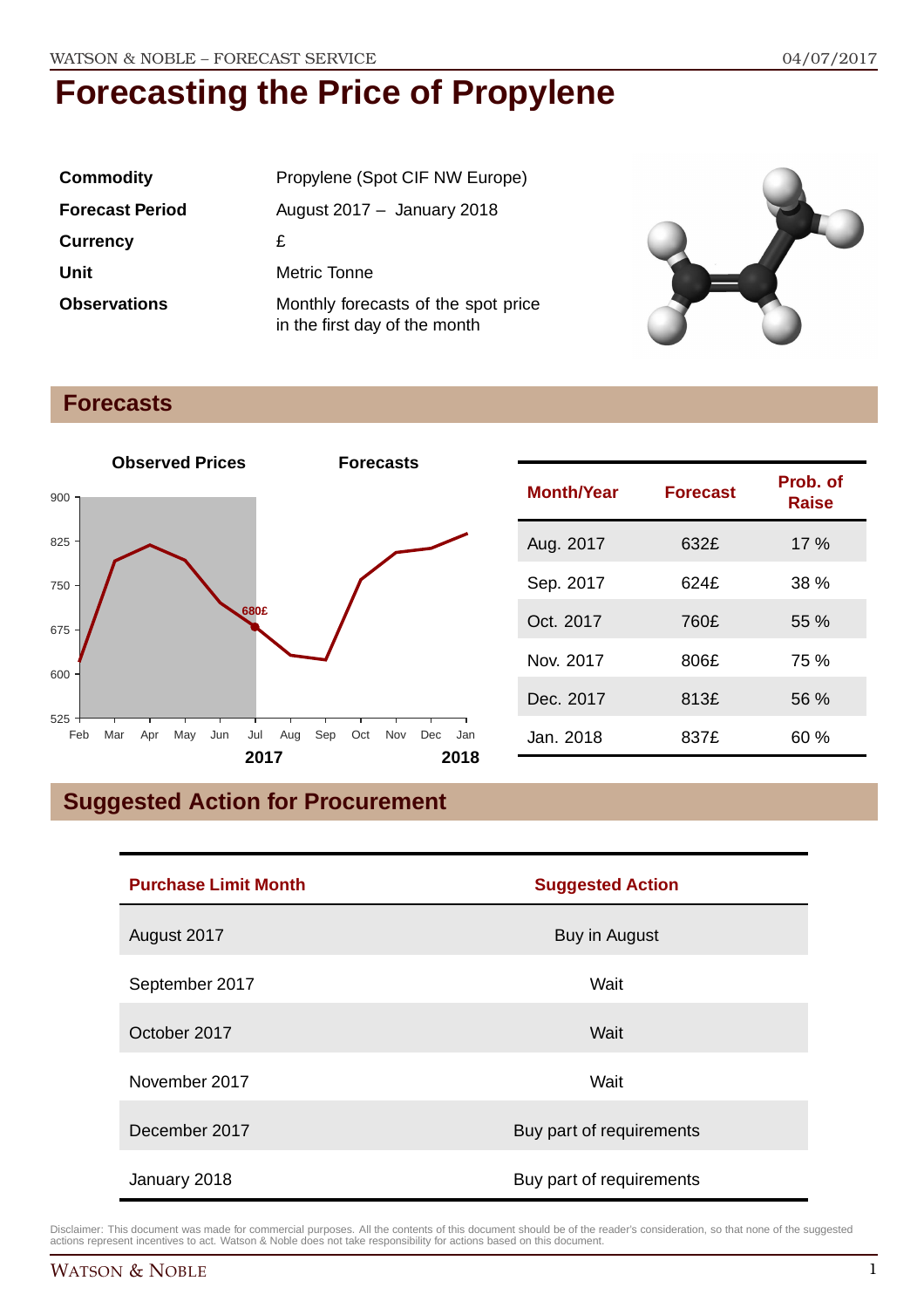# Forecasting the Price of Propylene

| | |
|---|---|
| **Commodity** | Propylene (Spot CIF NW Europe) |
| **Forecast Period** | August 2017 – January 2018 |
| **Currency** | £ |
| **Unit** | Metric Tonne |
| **Observations** | Monthly forecasts of the spot price in the first day of the month |

## Forecasts

| Month/Year | Forecast | Prob. of Raise |
|---|---|---|
| Aug. 2017 | 632£ | 17 % |
| Sep. 2017 | 624£ | 38 % |
| Oct. 2017 | 760£ | 55 % |
| Nov. 2017 | 806£ | 75 % |
| Dec. 2017 | 813£ | 56 % |
| Jan. 2018 | 837£ | 60 % |

## Suggested Action for Procurement

| Purchase Limit Month | Suggested Action |
|---|---|
| August 2017 | Buy in August |
| September 2017 | Wait |
| October 2017 | Wait |
| November 2017 | Wait |
| December 2017 | Buy part of requirements |
| January 2018 | Buy part of requirements |

Disclaimer: This document was made for commercial purposes. All the contents of this document should be of the reader's consideration, so that none of the suggested actions represent incentives to act. Watson & Noble does not take responsibility for actions based on this document.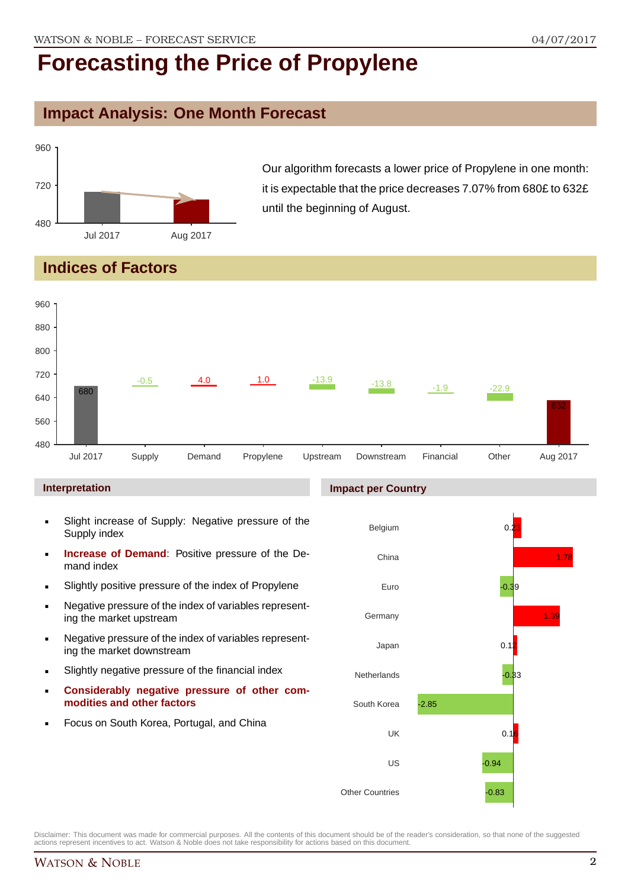# Forecasting the Price of Propylene

## Impact Analysis: One Month Forecast

Our algorithm forecasts a lower price of Propylene in one month: it is expectable that the price decreases 7.07% from 680£ to 632£ until the beginning of August.

## Indices of Factors

| Jul 2017 | Supply | Demand | Propylene | Upstream | Downstream | Financial | Other | Aug 2017 |
|---|---|---|---|---|---|---|---|---|
| 680 | -0.5 | 4.0 | 1.0 | -13.9 | -13.8 | -1.9 | -22.9 | 632 |

### Interpretation

- Slight increase of Supply: Negative pressure of the Supply index
- **Increase of Demand**: Positive pressure of the Demand index
- Slightly positive pressure of the index of Propylene
- Negative pressure of the index of variables representing the market upstream
- Negative pressure of the index of variables representing the market downstream
- Slightly negative pressure of the financial index
- **Considerably negative pressure of other commodities and other factors**
- Focus on South Korea, Portugal, and China

### Impact per Country

| Country | Impact |
|---|---|
| Belgium | 0.23 |
| China | 1.78 |
| Euro | -0.39 |
| Germany | 1.39 |
| Japan | 0.12 |
| Netherlands | -0.33 |
| South Korea | -2.85 |
| UK | 0.16 |
| US | -0.94 |
| Other Countries | -0.83 |

Disclaimer: This document was made for commercial purposes. All the contents of this document should be of the reader's consideration, so that none of the suggested actions represent incentives to act. Watson & Noble does not take responsibility for actions based on this document.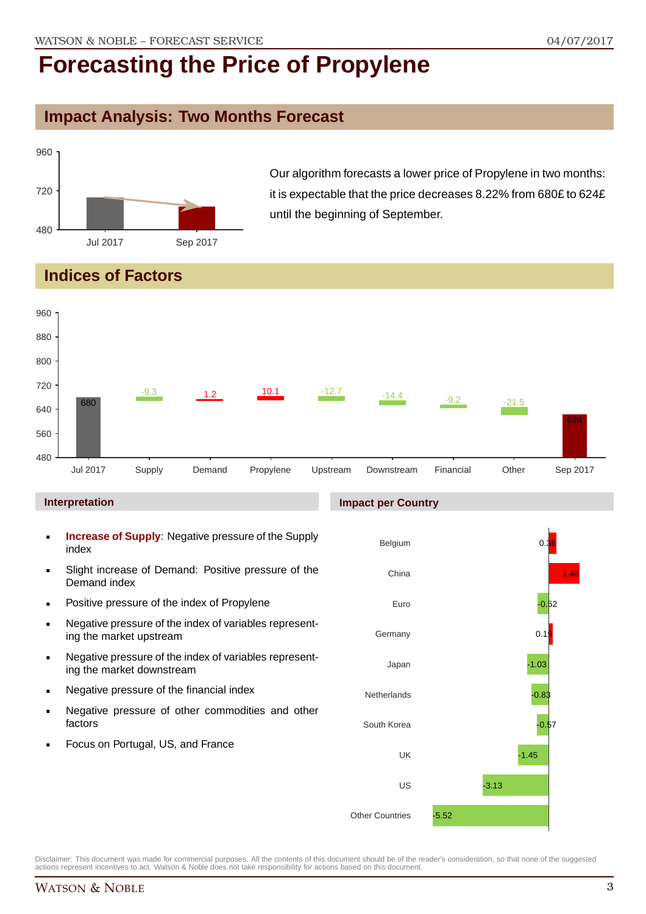# Forecasting the Price of Propylene

## Impact Analysis: Two Months Forecast

Our algorithm forecasts a lower price of Propylene in two months: it is expectable that the price decreases 8.22% from 680£ to 624£ until the beginning of September.

| | Price |
|---|---|
| Jul 2017 | 680 |
| Sep 2017 | 624 |

## Indices of Factors

| Jul 2017 | Supply | Demand | Propylene | Upstream | Downstream | Financial | Other | Sep 2017 |
|---|---|---|---|---|---|---|---|---|
| 680 | -9.3 | 1.2 | 10.1 | -12.7 | -14.4 | -9.2 | -21.5 | 624 |

### Interpretation

- **Increase of Supply**: Negative pressure of the Supply index
- Slight increase of Demand: Positive pressure of the Demand index
- Positive pressure of the index of Propylene
- Negative pressure of the index of variables representing the market upstream
- Negative pressure of the index of variables representing the market downstream
- Negative pressure of the financial index
- Negative pressure of other commodities and other factors
- Focus on Portugal, US, and France

### Impact per Country

| Country | Impact |
|---|---|
| Belgium | 0.36 |
| China | 1.46 |
| Euro | -0.52 |
| Germany | 0.19 |
| Japan | -1.03 |
| Netherlands | -0.83 |
| South Korea | -0.57 |
| UK | -1.45 |
| US | -3.13 |
| Other Countries | -5.52 |

Disclaimer: This document was made for commercial purposes. All the contents of this document should be of the reader's consideration, so that none of the suggested actions represent incentives to act. Watson & Noble does not take responsibility for actions based on this document.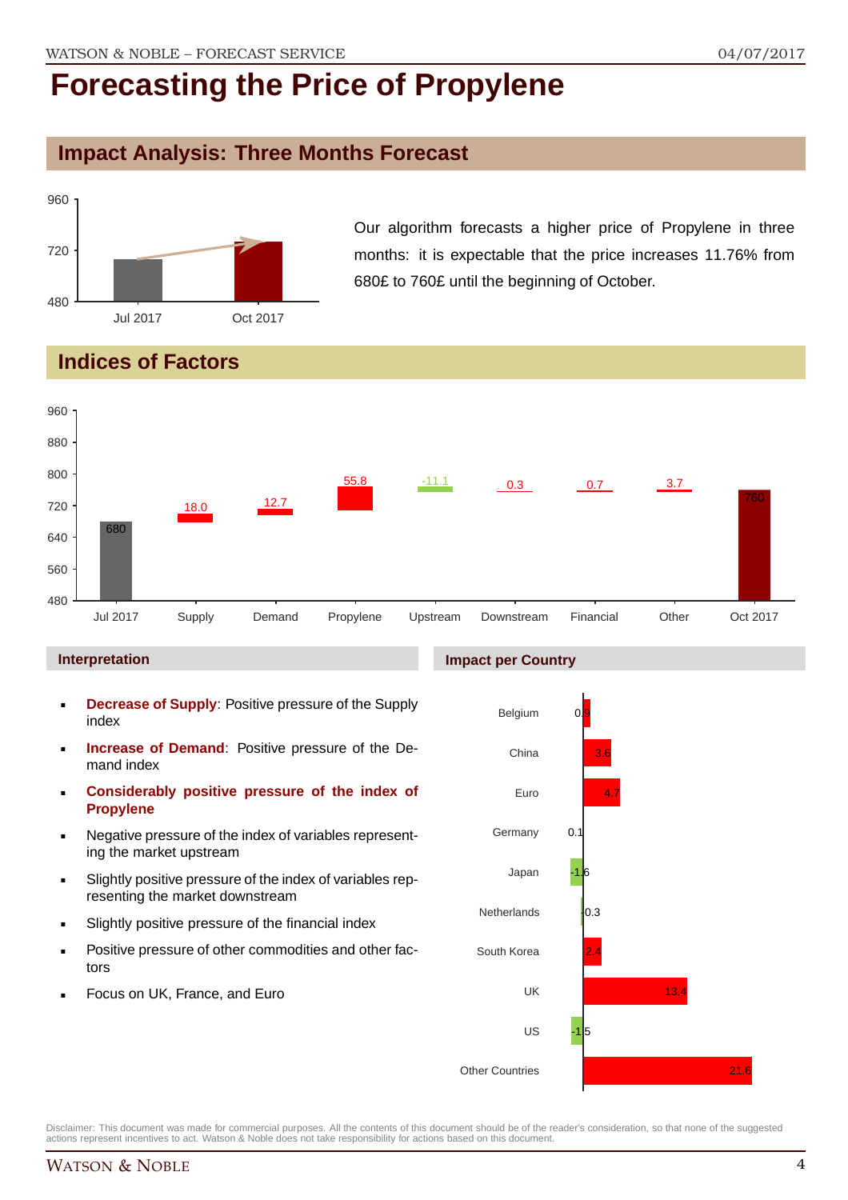# Forecasting the Price of Propylene

## Impact Analysis: Three Months Forecast

Our algorithm forecasts a higher price of Propylene in three months: it is expectable that the price increases 11.76% from 680£ to 760£ until the beginning of October.

## Indices of Factors

| | Jul 2017 | Supply | Demand | Propylene | Upstream | Downstream | Financial | Other | Oct 2017 |
|---|---|---|---|---|---|---|---|---|---|
| Value | 680 | 18.0 | 12.7 | 55.8 | -11.1 | 0.3 | 0.7 | 3.7 | 760 |

### Interpretation

- **Decrease of Supply**: Positive pressure of the Supply index
- **Increase of Demand**: Positive pressure of the Demand index
- **Considerably positive pressure of the index of Propylene**
- Negative pressure of the index of variables representing the market upstream
- Slightly positive pressure of the index of variables representing the market downstream
- Slightly positive pressure of the financial index
- Positive pressure of other commodities and other factors
- Focus on UK, France, and Euro

### Impact per Country

| Country | Impact |
|---|---|
| Belgium | 0.9 |
| China | 3.6 |
| Euro | 4.7 |
| Germany | 0.1 |
| Japan | -1.6 |
| Netherlands | 0.3 |
| South Korea | 2.4 |
| UK | 13.4 |
| US | -1.5 |
| Other Countries | 21.6 |

Disclaimer: This document was made for commercial purposes. All the contents of this document should be of the reader's consideration, so that none of the suggested actions represent incentives to act. Watson & Noble does not take responsibility for actions based on this document.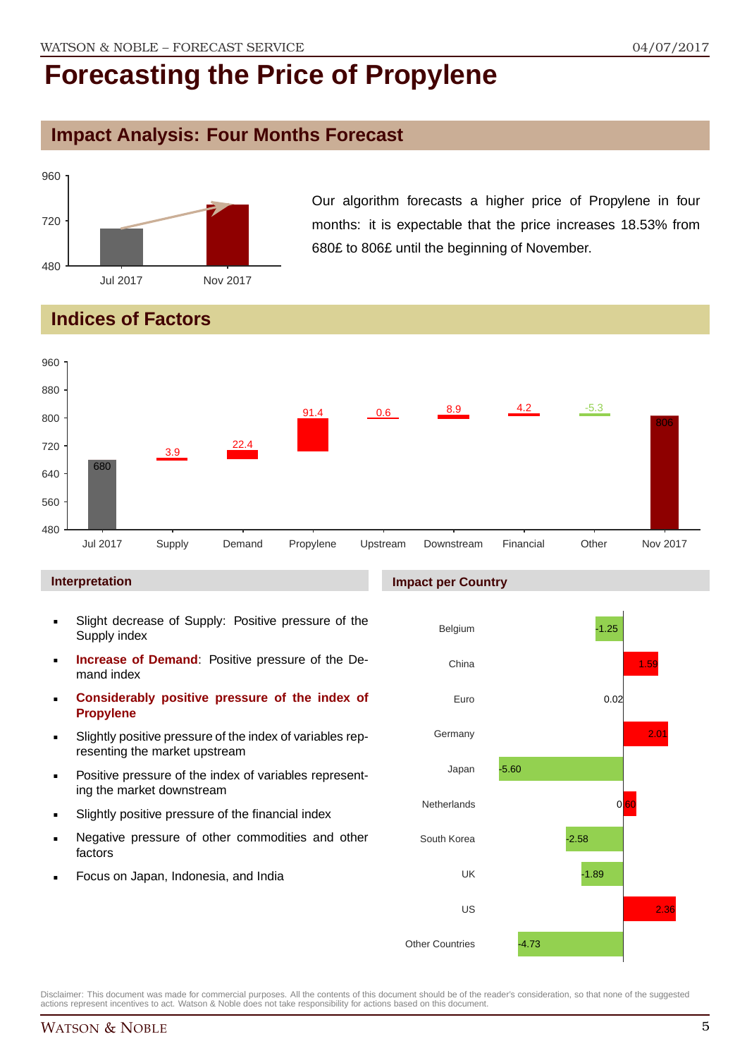# Forecasting the Price of Propylene

## Impact Analysis: Four Months Forecast

Our algorithm forecasts a higher price of Propylene in four months: it is expectable that the price increases 18.53% from 680£ to 806£ until the beginning of November.

## Indices of Factors

| | Jul 2017 | Supply | Demand | Propylene | Upstream | Downstream | Financial | Other | Nov 2017 |
|---|---|---|---|---|---|---|---|---|---|
| Value | 680 | 3.9 | 22.4 | 91.4 | 0.6 | 8.9 | 4.2 | -5.3 | 806 |

### Interpretation

- Slight decrease of Supply: Positive pressure of the Supply index
- **Increase of Demand**: Positive pressure of the Demand index
- **Considerably positive pressure of the index of Propylene**
- Slightly positive pressure of the index of variables representing the market upstream
- Positive pressure of the index of variables representing the market downstream
- Slightly positive pressure of the financial index
- Negative pressure of other commodities and other factors
- Focus on Japan, Indonesia, and India

### Impact per Country

| Country | Impact |
|---|---|
| Belgium | -1.25 |
| China | 1.59 |
| Euro | 0.02 |
| Germany | 2.01 |
| Japan | -5.60 |
| Netherlands | 0.60 |
| South Korea | -2.58 |
| UK | -1.89 |
| US | 2.36 |
| Other Countries | -4.73 |

Disclaimer: This document was made for commercial purposes. All the contents of this document should be of the reader's consideration, so that none of the suggested actions represent incentives to act. Watson & Noble does not take responsibility for actions based on this document.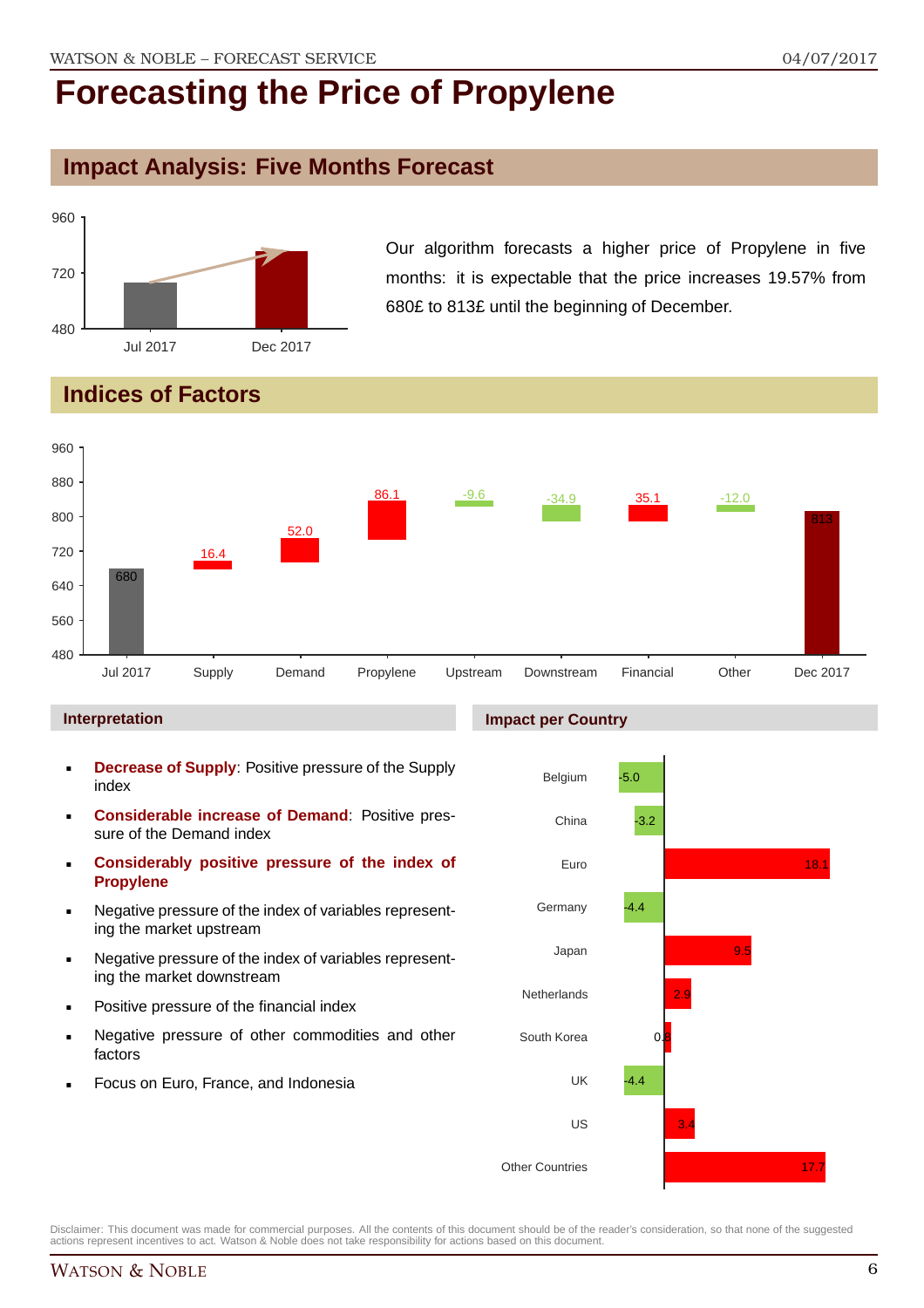# Forecasting the Price of Propylene

## Impact Analysis: Five Months Forecast

Our algorithm forecasts a higher price of Propylene in five months: it is expectable that the price increases 19.57% from 680£ to 813£ until the beginning of December.

## Indices of Factors

| | Jul 2017 | Supply | Demand | Propylene | Upstream | Downstream | Financial | Other | Dec 2017 |
|---|---|---|---|---|---|---|---|---|---|
| Value | 680 | 16.4 | 52.0 | 86.1 | -9.6 | -34.9 | 35.1 | -12.0 | 813 |

### Interpretation

- **Decrease of Supply**: Positive pressure of the Supply index
- **Considerable increase of Demand**: Positive pressure of the Demand index
- **Considerably positive pressure of the index of Propylene**
- Negative pressure of the index of variables representing the market upstream
- Negative pressure of the index of variables representing the market downstream
- Positive pressure of the financial index
- Negative pressure of other commodities and other factors
- Focus on Euro, France, and Indonesia

### Impact per Country

| Country | Impact |
|---|---|
| Belgium | -5.0 |
| China | -3.2 |
| Euro | 18.1 |
| Germany | -4.4 |
| Japan | 9.5 |
| Netherlands | 2.9 |
| South Korea | 0.8 |
| UK | -4.4 |
| US | 3.4 |
| Other Countries | 17.7 |

Disclaimer: This document was made for commercial purposes. All the contents of this document should be of the reader's consideration, so that none of the suggested actions represent incentives to act. Watson & Noble does not take responsibility for actions based on this document.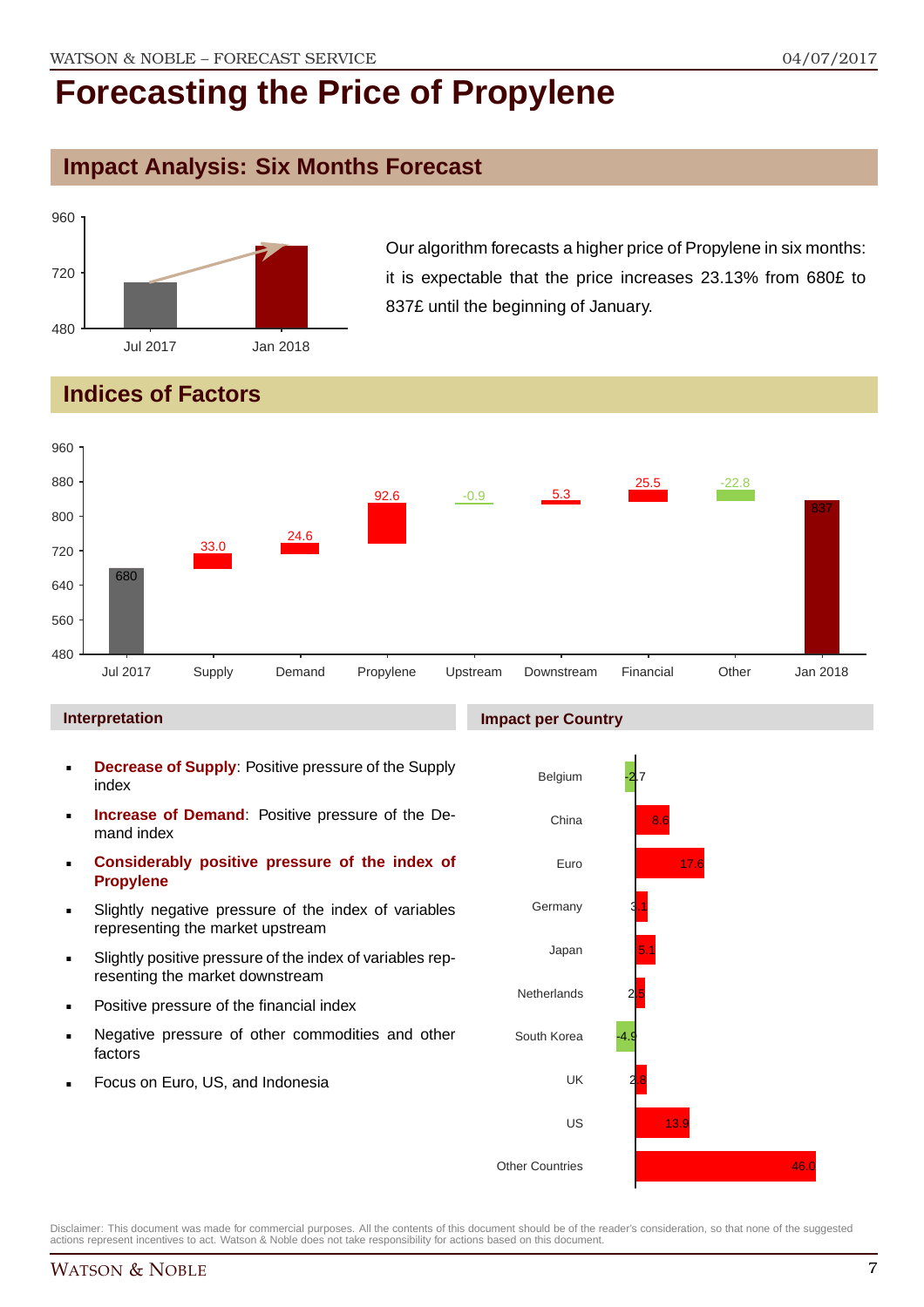# Forecasting the Price of Propylene

## Impact Analysis: Six Months Forecast

Our algorithm forecasts a higher price of Propylene in six months: it is expectable that the price increases 23.13% from 680£ to 837£ until the beginning of January.

## Indices of Factors

| Factor | Value |
|---|---|
| Jul 2017 | 680 |
| Supply | 33.0 |
| Demand | 24.6 |
| Propylene | 92.6 |
| Upstream | -0.9 |
| Downstream | 5.3 |
| Financial | 25.5 |
| Other | -22.8 |
| Jan 2018 | 837 |

### Interpretation

- **Decrease of Supply**: Positive pressure of the Supply index
- **Increase of Demand**: Positive pressure of the Demand index
- **Considerably positive pressure of the index of Propylene**
- Slightly negative pressure of the index of variables representing the market upstream
- Slightly positive pressure of the index of variables representing the market downstream
- Positive pressure of the financial index
- Negative pressure of other commodities and other factors
- Focus on Euro, US, and Indonesia

### Impact per Country

| Country | Impact |
|---|---|
| Belgium | -2.7 |
| China | 8.6 |
| Euro | 17.6 |
| Germany | 3.1 |
| Japan | 5.1 |
| Netherlands | 2.5 |
| South Korea | -4.9 |
| UK | 2.8 |
| US | 13.9 |
| Other Countries | 46.0 |

Disclaimer: This document was made for commercial purposes. All the contents of this document should be of the reader's consideration, so that none of the suggested actions represent incentives to act. Watson & Noble does not take responsibility for actions based on this document.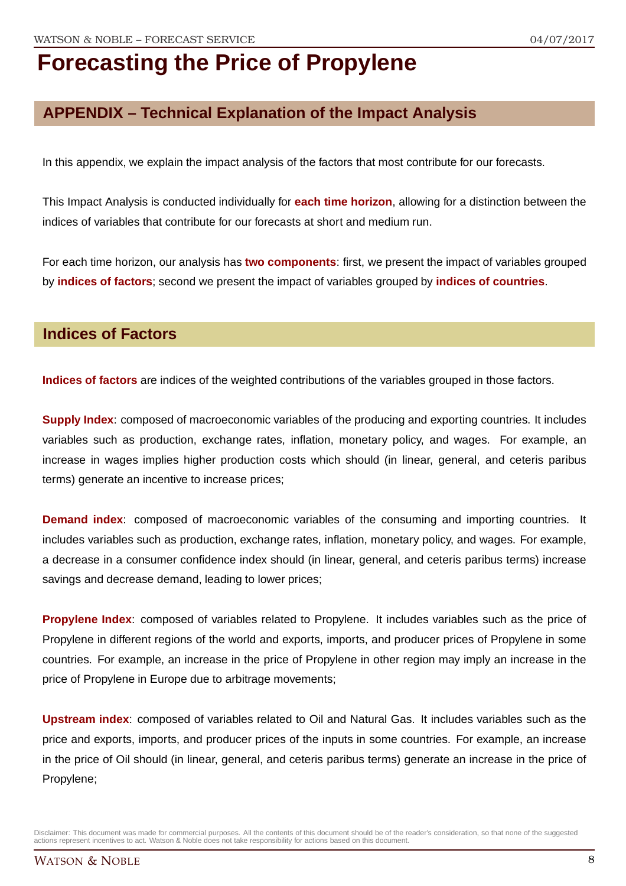# Forecasting the Price of Propylene

## APPENDIX – Technical Explanation of the Impact Analysis

In this appendix, we explain the impact analysis of the factors that most contribute for our forecasts.

This Impact Analysis is conducted individually for **each time horizon**, allowing for a distinction between the indices of variables that contribute for our forecasts at short and medium run.

For each time horizon, our analysis has **two components**: first, we present the impact of variables grouped by **indices of factors**; second we present the impact of variables grouped by **indices of countries**.

## Indices of Factors

**Indices of factors** are indices of the weighted contributions of the variables grouped in those factors.

**Supply Index**: composed of macroeconomic variables of the producing and exporting countries. It includes variables such as production, exchange rates, inflation, monetary policy, and wages. For example, an increase in wages implies higher production costs which should (in linear, general, and ceteris paribus terms) generate an incentive to increase prices;

**Demand index**: composed of macroeconomic variables of the consuming and importing countries. It includes variables such as production, exchange rates, inflation, monetary policy, and wages. For example, a decrease in a consumer confidence index should (in linear, general, and ceteris paribus terms) increase savings and decrease demand, leading to lower prices;

**Propylene Index**: composed of variables related to Propylene. It includes variables such as the price of Propylene in different regions of the world and exports, imports, and producer prices of Propylene in some countries. For example, an increase in the price of Propylene in other region may imply an increase in the price of Propylene in Europe due to arbitrage movements;

**Upstream index**: composed of variables related to Oil and Natural Gas. It includes variables such as the price and exports, imports, and producer prices of the inputs in some countries. For example, an increase in the price of Oil should (in linear, general, and ceteris paribus terms) generate an increase in the price of Propylene;

Disclaimer: This document was made for commercial purposes. All the contents of this document should be of the reader's consideration, so that none of the suggested actions represent incentives to act. Watson & Noble does not take responsibility for actions based on this document.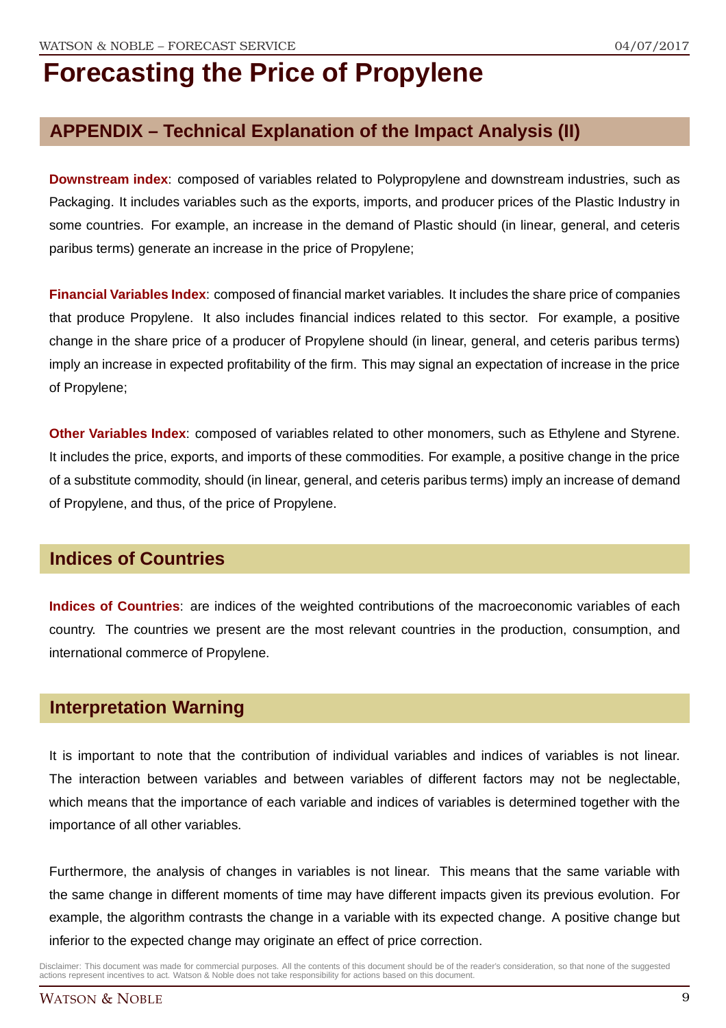# Forecasting the Price of Propylene

## APPENDIX – Technical Explanation of the Impact Analysis (II)

**Downstream index**: composed of variables related to Polypropylene and downstream industries, such as Packaging. It includes variables such as the exports, imports, and producer prices of the Plastic Industry in some countries. For example, an increase in the demand of Plastic should (in linear, general, and ceteris paribus terms) generate an increase in the price of Propylene;

**Financial Variables Index**: composed of financial market variables. It includes the share price of companies that produce Propylene. It also includes financial indices related to this sector. For example, a positive change in the share price of a producer of Propylene should (in linear, general, and ceteris paribus terms) imply an increase in expected profitability of the firm. This may signal an expectation of increase in the price of Propylene;

**Other Variables Index**: composed of variables related to other monomers, such as Ethylene and Styrene. It includes the price, exports, and imports of these commodities. For example, a positive change in the price of a substitute commodity, should (in linear, general, and ceteris paribus terms) imply an increase of demand of Propylene, and thus, of the price of Propylene.

## Indices of Countries

**Indices of Countries**: are indices of the weighted contributions of the macroeconomic variables of each country. The countries we present are the most relevant countries in the production, consumption, and international commerce of Propylene.

## Interpretation Warning

It is important to note that the contribution of individual variables and indices of variables is not linear. The interaction between variables and between variables of different factors may not be neglectable, which means that the importance of each variable and indices of variables is determined together with the importance of all other variables.

Furthermore, the analysis of changes in variables is not linear. This means that the same variable with the same change in different moments of time may have different impacts given its previous evolution. For example, the algorithm contrasts the change in a variable with its expected change. A positive change but inferior to the expected change may originate an effect of price correction.

Disclaimer: This document was made for commercial purposes. All the contents of this document should be of the reader's consideration, so that none of the suggested actions represent incentives to act. Watson & Noble does not take responsibility for actions based on this document.